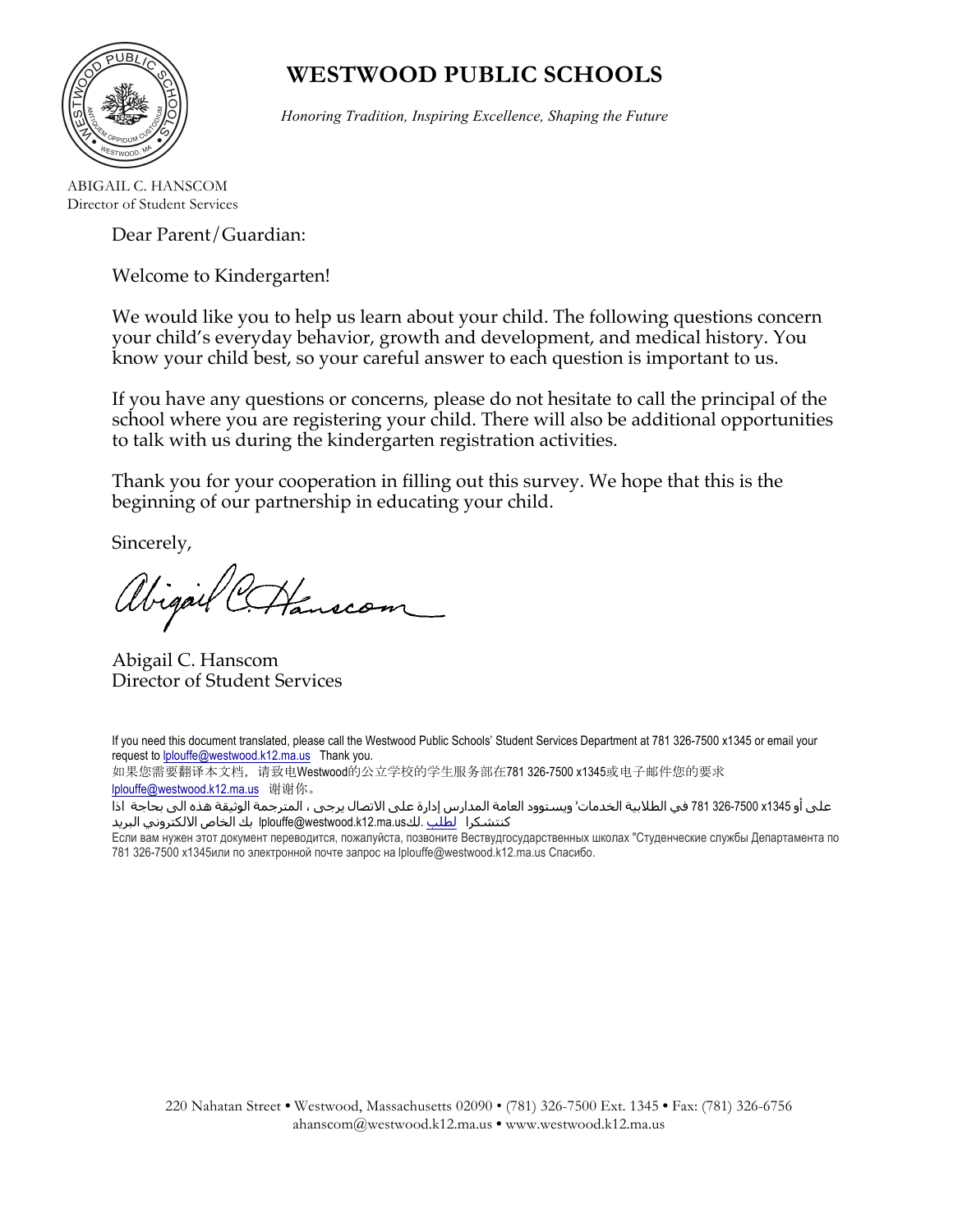# WESTWOOD PUBLIC SCHOOLS

*Honoring Tradition, Inspiring Excellence, Shaping the Future*

ABIGAIL C. HANSCOM
Director of Student Services

Dear Parent/Guardian:

Welcome to Kindergarten!

We would like you to help us learn about your child. The following questions concern your child's everyday behavior, growth and development, and medical history. You know your child best, so your careful answer to each question is important to us.

If you have any questions or concerns, please do not hesitate to call the principal of the school where you are registering your child. There will also be additional opportunities to talk with us during the kindergarten registration activities.

Thank you for your cooperation in filling out this survey. We hope that this is the beginning of our partnership in educating your child.

Sincerely,

Abigail C. Hanscom

Abigail C. Hanscom
Director of Student Services

If you need this document translated, please call the Westwood Public Schools' Student Services Department at 781 326-7500 x1345 or email your request to lplouffe@westwood.k12.ma.us Thank you.

如果您需要翻译本文档，请致电Westwood的公立学校的学生服务部在781 326-7500 x1345或电子邮件您的要求 lplouffe@westwood.k12.ma.us 谢谢你。

اذا بحاجة الى هذه الوثيقة المترجمة ، يرجى الاتصال على إدارة المدارس العامة ويستوود 'الخدمات الطلابية في 781 326-7500 x1345 أو على البريد الالكتروني الخاص بك lplouffe@westwood.k12.ma.us لك. لطلب كنتشكرا

Если вам нужен этот документ переводится, пожалуйста, позвоните Вествудгосударственных школах "Студенческие службы Департамента по 781 326-7500 x1345или по электронной почте запрос на lplouffe@westwood.k12.ma.us Спасибо.

220 Nahatan Street • Westwood, Massachusetts 02090 • (781) 326-7500 Ext. 1345 • Fax: (781) 326-6756
ahanscom@westwood.k12.ma.us • www.westwood.k12.ma.us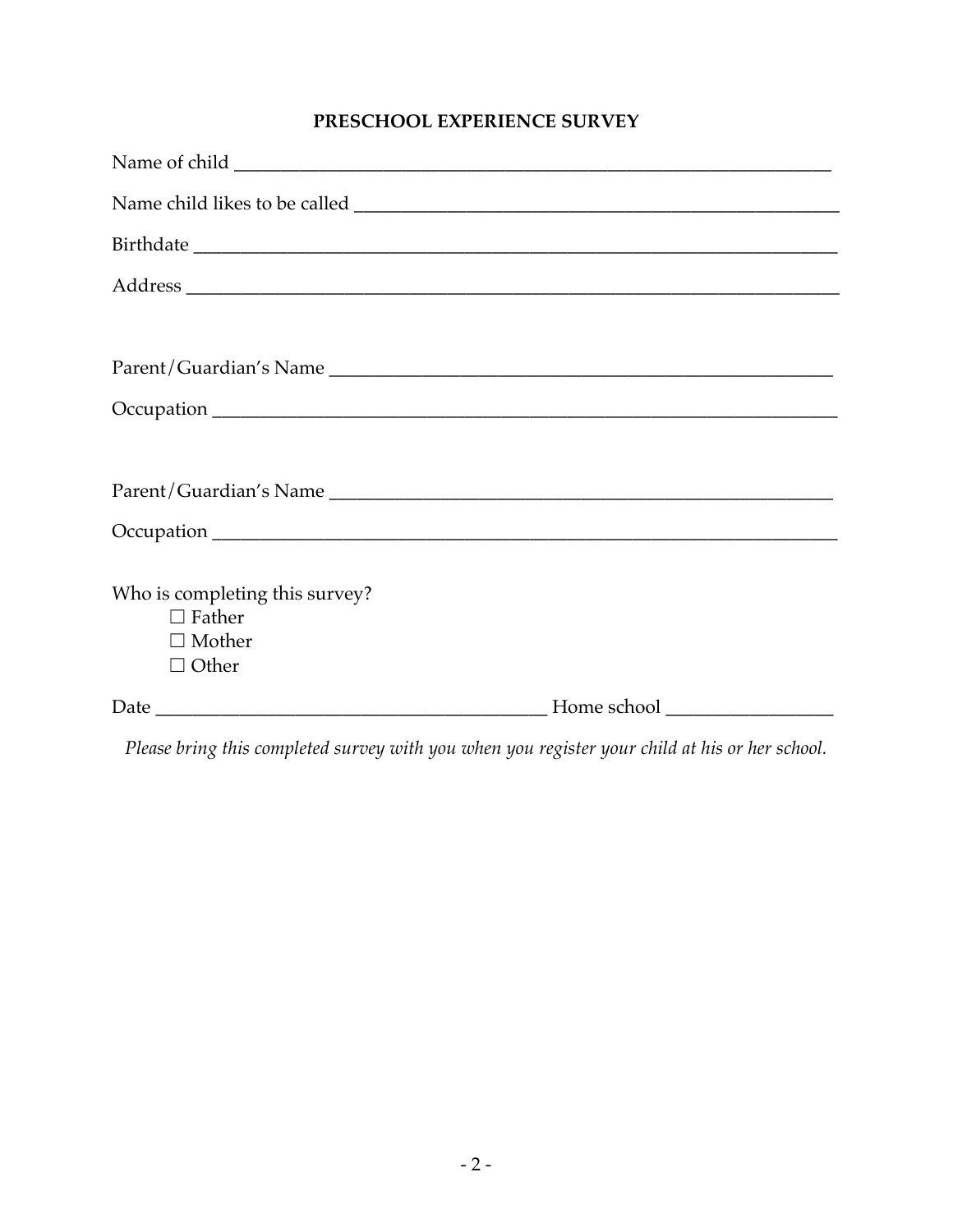**PREESCHOOL EXPERIENCE SURVEY**

**PRESCHOOL EXPERIENCE SURVEY**

Name of child ___________________________________________________________________

Name child likes to be called _____________________________________________________

Birthdate _______________________________________________________________________

Address ________________________________________________________________________

Parent/Guardian's Name ___________________________________________________

Occupation ______________________________________________________________________

Parent/Guardian's Name ___________________________________________________

Occupation ______________________________________________________________________

Who is completing this survey?

- ☐ Father
- ☐ Mother
- ☐ Other

Date _____________________________________________ Home school _________________

*Please bring this completed survey with you when you register your child at his or her school.*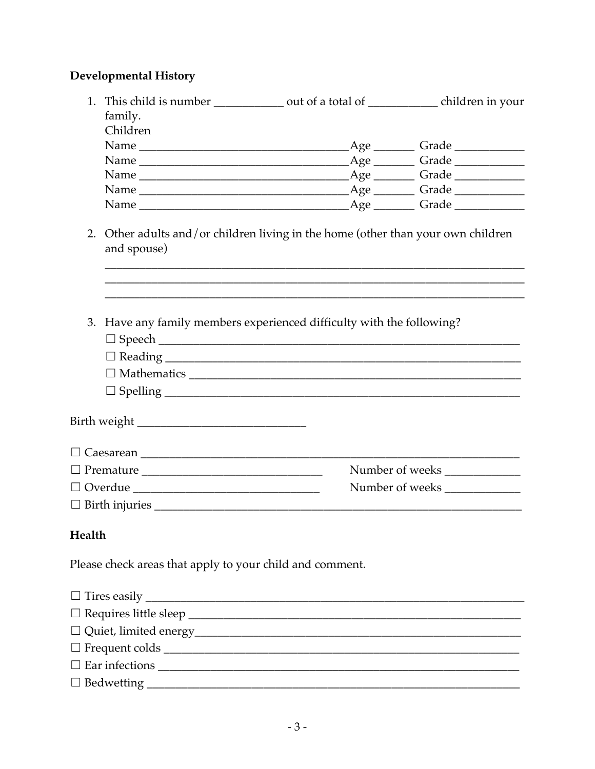**Developmental History**

1. This child is number ___________ out of a total of ___________ children in your family.
   Children
   Name _________________________________ Age _______ Grade ___________
   Name _________________________________ Age _______ Grade ___________
   Name _________________________________ Age _______ Grade ___________
   Name _________________________________ Age _______ Grade ___________
   Name _________________________________ Age _______ Grade ___________

2. Other adults and/or children living in the home (other than your own children and spouse)
   _____________________________________________________________________
   _____________________________________________________________________
   _____________________________________________________________________

3. Have any family members experienced difficulty with the following?
   ☐ Speech _____________________________________________________________
   ☐ Reading ____________________________________________________________
   ☐ Mathematics ________________________________________________________
   ☐ Spelling ___________________________________________________________

Birth weight ___________________________

☐ Caesarean ___________________________________________________________
☐ Premature _____________________________ Number of weeks ____________
☐ Overdue _______________________________ Number of weeks ____________
☐ Birth injuries _______________________________________________________

**Health**

Please check areas that apply to your child and comment.

☐ Tires easily _________________________________________________________
☐ Requires little sleep __________________________________________________
☐ Quiet, limited energy__________________________________________________
☐ Frequent colds ______________________________________________________
☐ Ear infections ______________________________________________________
☐ Bedwetting _________________________________________________________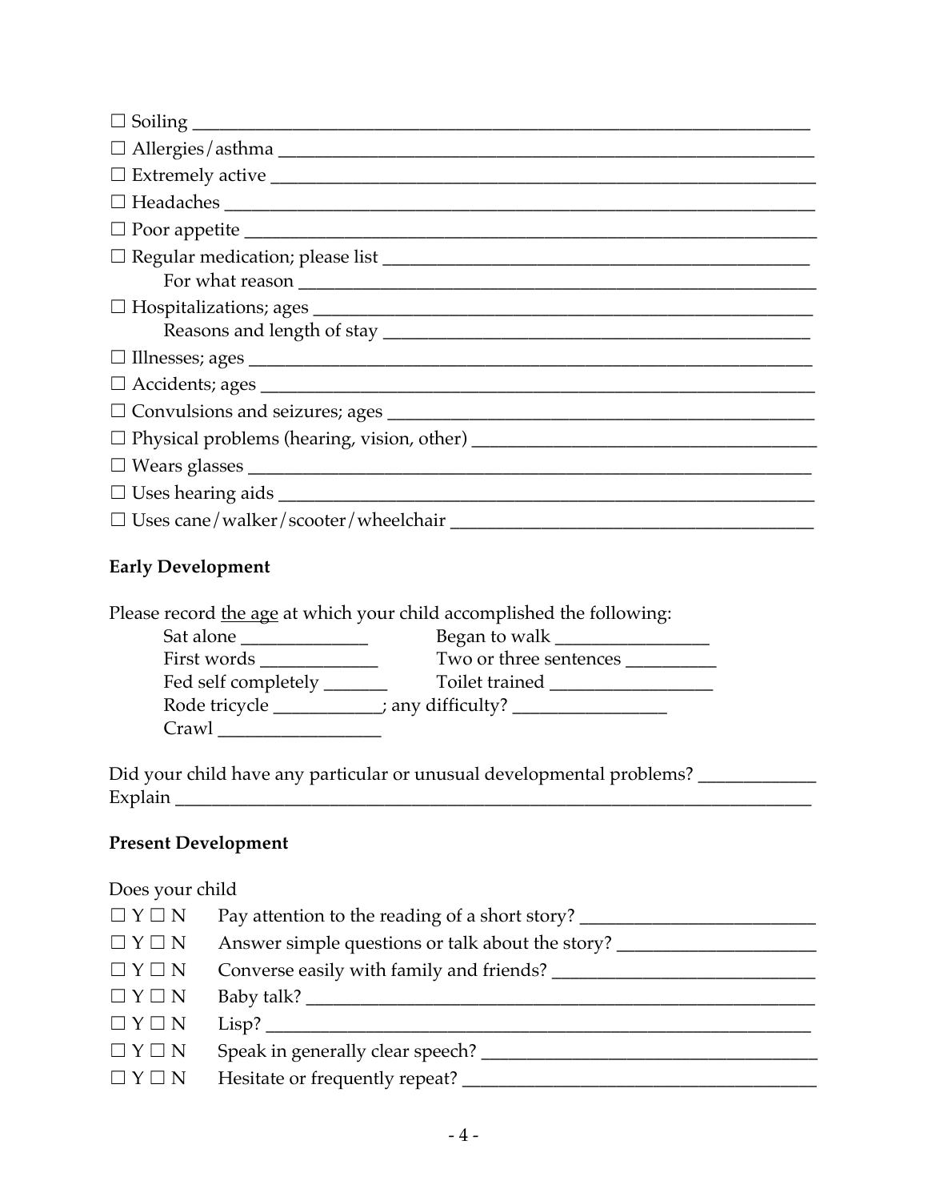☐ Soiling ___________________________________________________________

☐ Allergies/asthma ___________________________________________________

☐ Extremely active ___________________________________________________

☐ Headaches ________________________________________________________

☐ Poor appetite ______________________________________________________

☐ Regular medication; please list _________________________________________
    For what reason ___________________________________________________

☐ Hospitalizations; ages _______________________________________________
    Reasons and length of stay __________________________________________

☐ Illnesses; ages _____________________________________________________

☐ Accidents; ages _____________________________________________________

☐ Convulsions and seizures; ages ________________________________________

☐ Physical problems (hearing, vision, other) _____________________________

☐ Wears glasses ______________________________________________________

☐ Uses hearing aids ___________________________________________________

☐ Uses cane/walker/scooter/wheelchair ____________________________________

**Early Development**

Please record the age at which your child accomplished the following:

Sat alone ______________ Began to walk ________________

First words _____________ Two or three sentences __________

Fed self completely _______ Toilet trained _________________

Rode tricycle ____________; any difficulty? _________________

Crawl __________________

Did your child have any particular or unusual developmental problems? ____________

Explain ___________________________________________________________

**Present Development**

Does your child

☐ Y ☐ N Pay attention to the reading of a short story? _________________________

☐ Y ☐ N Answer simple questions or talk about the story? ______________________

☐ Y ☐ N Converse easily with family and friends? ____________________________

☐ Y ☐ N Baby talk? _________________________________________________

☐ Y ☐ N Lisp? _____________________________________________________

☐ Y ☐ N Speak in generally clear speech? ___________________________________

☐ Y ☐ N Hesitate or frequently repeat? _____________________________________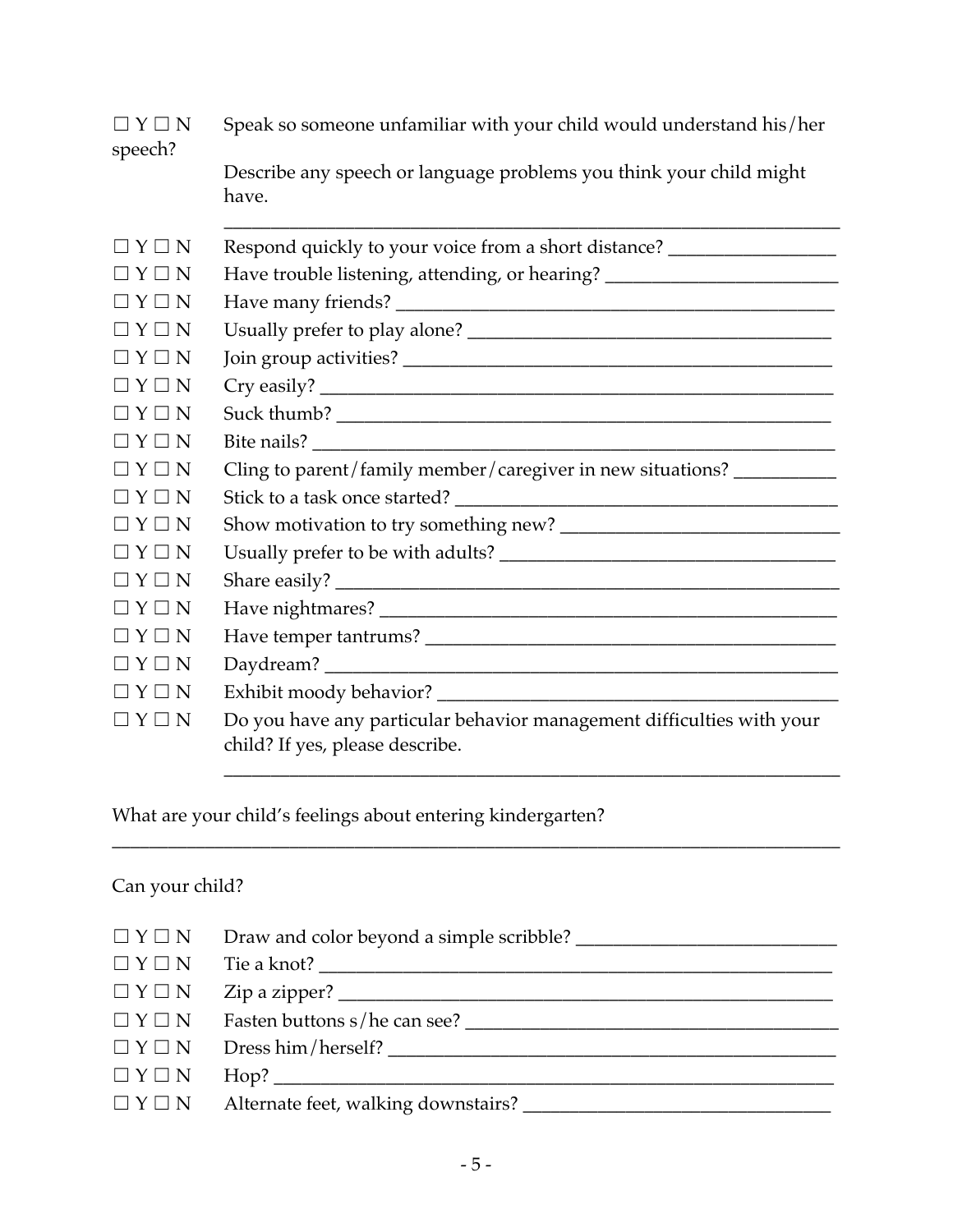☐ Y ☐ N Speak so someone unfamiliar with your child would understand his/her speech?

Describe any speech or language problems you think your child might have.

_______________________________________________________________

☐ Y ☐ N Respond quickly to your voice from a short distance? _________________

☐ Y ☐ N Have trouble listening, attending, or hearing? ________________________

☐ Y ☐ N Have many friends? _____________________________________________

☐ Y ☐ N Usually prefer to play alone? ______________________________________

☐ Y ☐ N Join group activities? ___________________________________________

☐ Y ☐ N Cry easily? ____________________________________________________

☐ Y ☐ N Suck thumb? ___________________________________________________

☐ Y ☐ N Bite nails? ____________________________________________________

☐ Y ☐ N Cling to parent/family member/caregiver in new situations? __________

☐ Y ☐ N Stick to a task once started? ______________________________________

☐ Y ☐ N Show motivation to try something new? ____________________________

☐ Y ☐ N Usually prefer to be with adults? __________________________________

☐ Y ☐ N Share easily? __________________________________________________

☐ Y ☐ N Have nightmares? _______________________________________________

☐ Y ☐ N Have temper tantrums? __________________________________________

☐ Y ☐ N Daydream? ____________________________________________________

☐ Y ☐ N Exhibit moody behavior? _________________________________________

☐ Y ☐ N Do you have any particular behavior management difficulties with your child? If yes, please describe.

_______________________________________________________________

What are your child's feelings about entering kindergarten?

_______________________________________________________________

Can your child?

☐ Y ☐ N Draw and color beyond a simple scribble? ___________________________

☐ Y ☐ N Tie a knot? ____________________________________________________

☐ Y ☐ N Zip a zipper? __________________________________________________

☐ Y ☐ N Fasten buttons s/he can see? _______________________________________

☐ Y ☐ N Dress him/herself? _______________________________________________

☐ Y ☐ N Hop? __________________________________________________________

☐ Y ☐ N Alternate feet, walking downstairs? _______________________________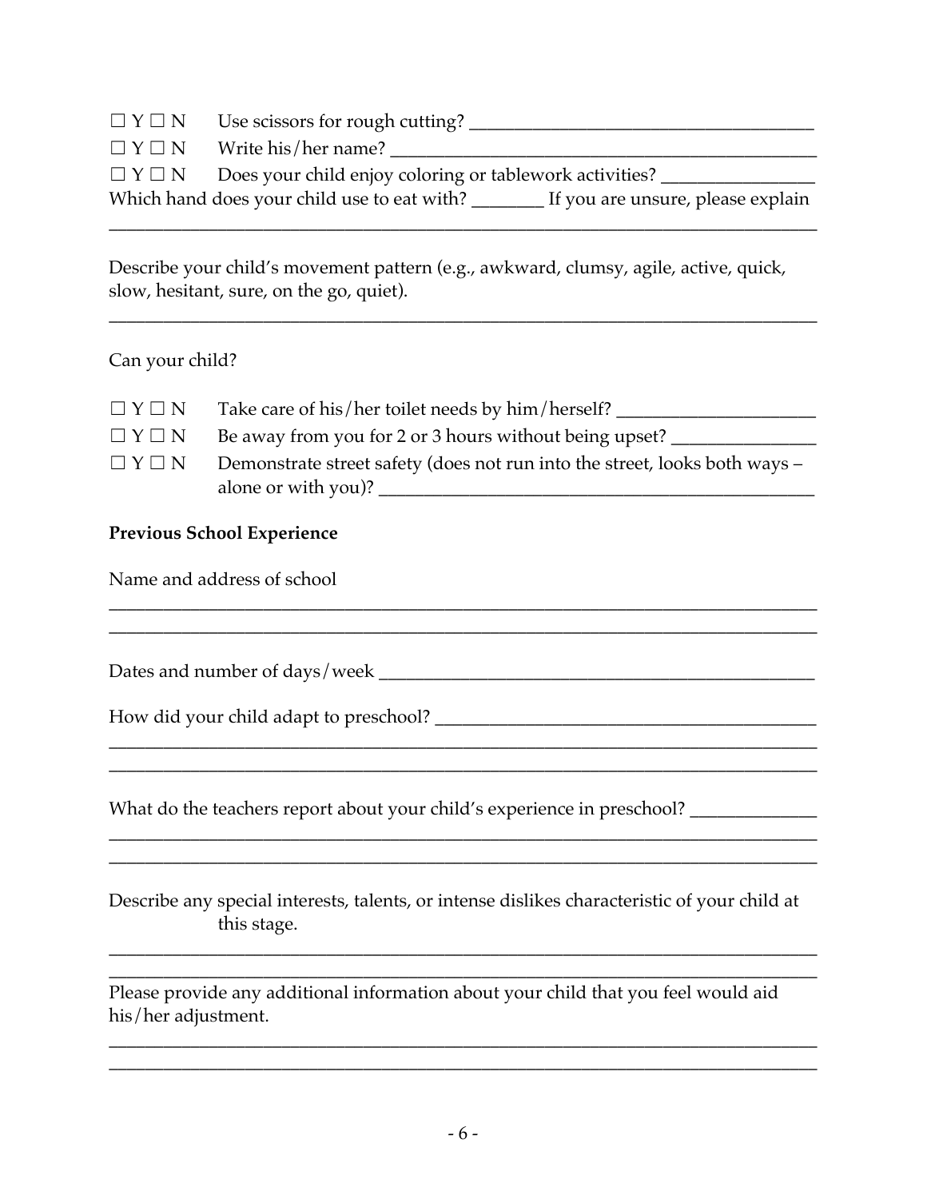☐ Y ☐ N Use scissors for rough cutting? ______________________________________

☐ Y ☐ N Write his/her name? ______________________________________________

☐ Y ☐ N Does your child enjoy coloring or tablework activities? ________________

Which hand does your child use to eat with? ________ If you are unsure, please explain

_______________________________________________________________________________

Describe your child's movement pattern (e.g., awkward, clumsy, agile, active, quick, slow, hesitant, sure, on the go, quiet).

_______________________________________________________________________________

Can your child?

☐ Y ☐ N Take care of his/her toilet needs by him/herself? _____________________

☐ Y ☐ N Be away from you for 2 or 3 hours without being upset? _______________

☐ Y ☐ N Demonstrate street safety (does not run into the street, looks both ways – alone or with you)? ______________________________________________

**Previous School Experience**

Name and address of school

_______________________________________________________________________________

_______________________________________________________________________________

Dates and number of days/week ______________________________________________

How did your child adapt to preschool? _________________________________________

_______________________________________________________________________________

_______________________________________________________________________________

What do the teachers report about your child's experience in preschool? _____________

_______________________________________________________________________________

_______________________________________________________________________________

Describe any special interests, talents, or intense dislikes characteristic of your child at this stage.

_______________________________________________________________________________

_______________________________________________________________________________

Please provide any additional information about your child that you feel would aid his/her adjustment.

_______________________________________________________________________________

_______________________________________________________________________________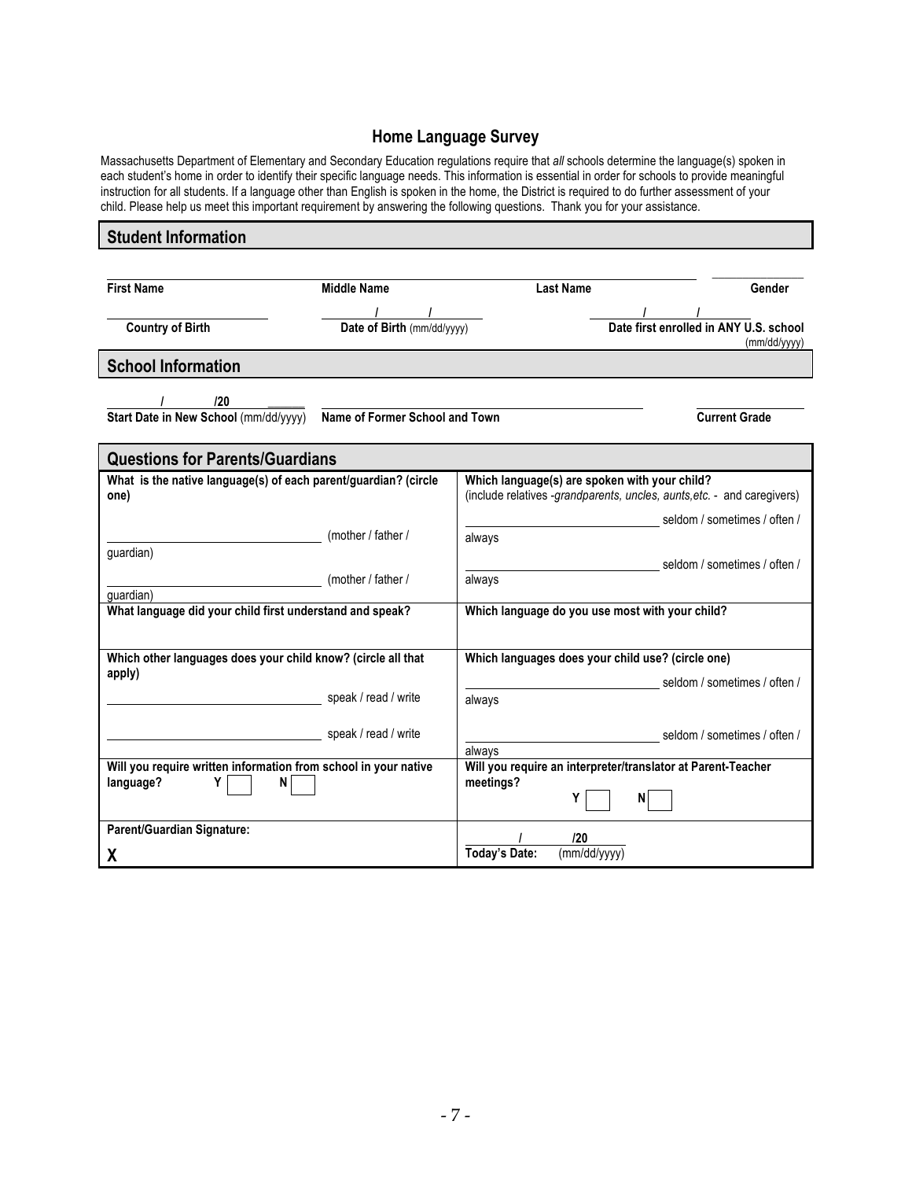# Home Language Survey

Massachusetts Department of Elementary and Secondary Education regulations require that *all* schools determine the language(s) spoken in each student's home in order to identify their specific language needs. This information is essential in order for schools to provide meaningful instruction for all students. If a language other than English is spoken in the home, the District is required to do further assessment of your child. Please help us meet this important requirement by answering the following questions. Thank you for your assistance.

## Student Information

**First Name** ________ **Middle Name** ________ **Last Name** ________ **Gender** ________

**Country of Birth** ________ **Date of Birth** (mm/dd/yyyy) ____/____/____ **Date first enrolled in ANY U.S. school** (mm/dd/yyyy) ____/____/____

## School Information

**Start Date in New School** (mm/dd/yyyy) ____/____/20____ **Name of Former School and Town** ________ **Current Grade** ________

## Questions for Parents/Guardians

| | |
|---|---|
| **What is the native language(s) of each parent/guardian? (circle one)**<br>________ (mother / father / guardian)<br>________ (mother / father / guardian) | **Which language(s) are spoken with your child?**<br>(include relatives -*grandparents, uncles, aunts,etc.* - and caregivers)<br>________ seldom / sometimes / often / always<br>________ seldom / sometimes / often / always |
| **What language did your child first understand and speak?** | **Which language do you use most with your child?** |
| **Which other languages does your child know? (circle all that apply)**<br>________ speak / read / write<br>________ speak / read / write | **Which languages does your child use? (circle one)**<br>________ seldom / sometimes / often / always<br>________ seldom / sometimes / often / always |
| **Will you require written information from school in your native language?** Y ☐ N ☐ | **Will you require an interpreter/translator at Parent-Teacher meetings?** Y ☐ N ☐ |
| **Parent/Guardian Signature:**<br>**X** | ____/____/20____<br>**Today's Date:** (mm/dd/yyyy) |